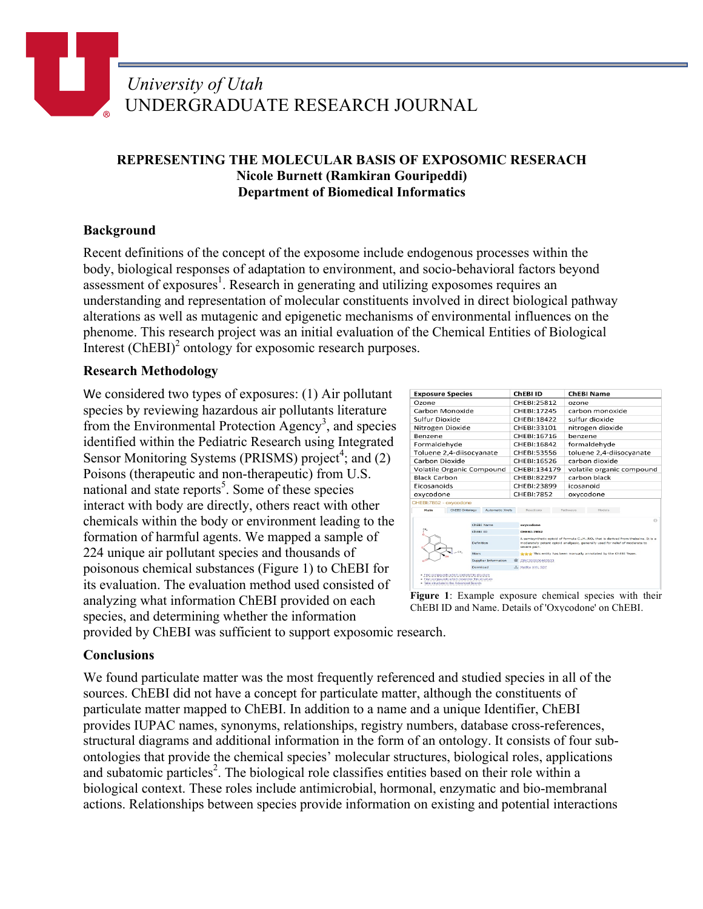University of Utah
UNDERGRADUATE RESEARCH JOURNAL

**REPRESENTING THE MOLECULAR BASIS OF EXPOSOMIC RESERACH**
**Nicole Burnett (Ramkiran Gouripeddi)**
**Department of Biomedical Informatics**

## Background

Recent definitions of the concept of the exposome include endogenous processes within the body, biological responses of adaptation to environment, and socio-behavioral factors beyond assessment of exposures[1]. Research in generating and utilizing exposomes requires an understanding and representation of molecular constituents involved in direct biological pathway alterations as well as mutagenic and epigenetic mechanisms of environmental influences on the phenome. This research project was an initial evaluation of the Chemical Entities of Biological Interest (ChEBI)[2] ontology for exposomic research purposes.

## Research Methodology

We considered two types of exposures: (1) Air pollutant species by reviewing hazardous air pollutants literature from the Environmental Protection Agency[3], and species identified within the Pediatric Research using Integrated Sensor Monitoring Systems (PRISMS) project[4]; and (2) Poisons (therapeutic and non-therapeutic) from U.S. national and state reports[5]. Some of these species interact with body are directly, others react with other chemicals within the body or environment leading to the formation of harmful agents. We mapped a sample of 224 unique air pollutant species and thousands of poisonous chemical substances (Figure 1) to ChEBI for its evaluation. The evaluation method used consisted of analyzing what information ChEBI provided on each species, and determining whether the information provided by ChEBI was sufficient to support exposomic research.

| Exposure Species | ChEBI ID | ChEBI Name |
|---|---|---|
| Ozone | CHEBI:25812 | ozone |
| Carbon Monoxide | CHEBI:17245 | carbon monoxide |
| Sulfur Dioxide | CHEBI:18422 | sulfur dioxide |
| Nitrogen Dioxide | CHEBI:33101 | nitrogen dioxide |
| Benzene | CHEBI:16716 | benzene |
| Formaldehyde | CHEBI:16842 | formaldehyde |
| Toluene 2,4-diisocyanate | CHEBI:53556 | toluene 2,4-diisocyanate |
| Carbon Dioxide | CHEBI:16526 | carbon dioxide |
| Volatile Organic Compound | CHEBI:134179 | volatile organic compound |
| Black Carbon | CHEBI:82297 | carbon black |
| Eicosanoids | CHEBI:23899 | icosanoid |
| oxycodone | CHEBI:7852 | oxycodone |

**Figure 1**: Example exposure chemical species with their ChEBI ID and Name. Details of 'Oxycodone' on ChEBI.

## Conclusions

We found particulate matter was the most frequently referenced and studied species in all of the sources. ChEBI did not have a concept for particulate matter, although the constituents of particulate matter mapped to ChEBI. In addition to a name and a unique Identifier, ChEBI provides IUPAC names, synonyms, relationships, registry numbers, database cross-references, structural diagrams and additional information in the form of an ontology. It consists of four sub-ontologies that provide the chemical species' molecular structures, biological roles, applications and subatomic particles[2]. The biological role classifies entities based on their role within a biological context. These roles include antimicrobial, hormonal, enzymatic and bio-membranal actions. Relationships between species provide information on existing and potential interactions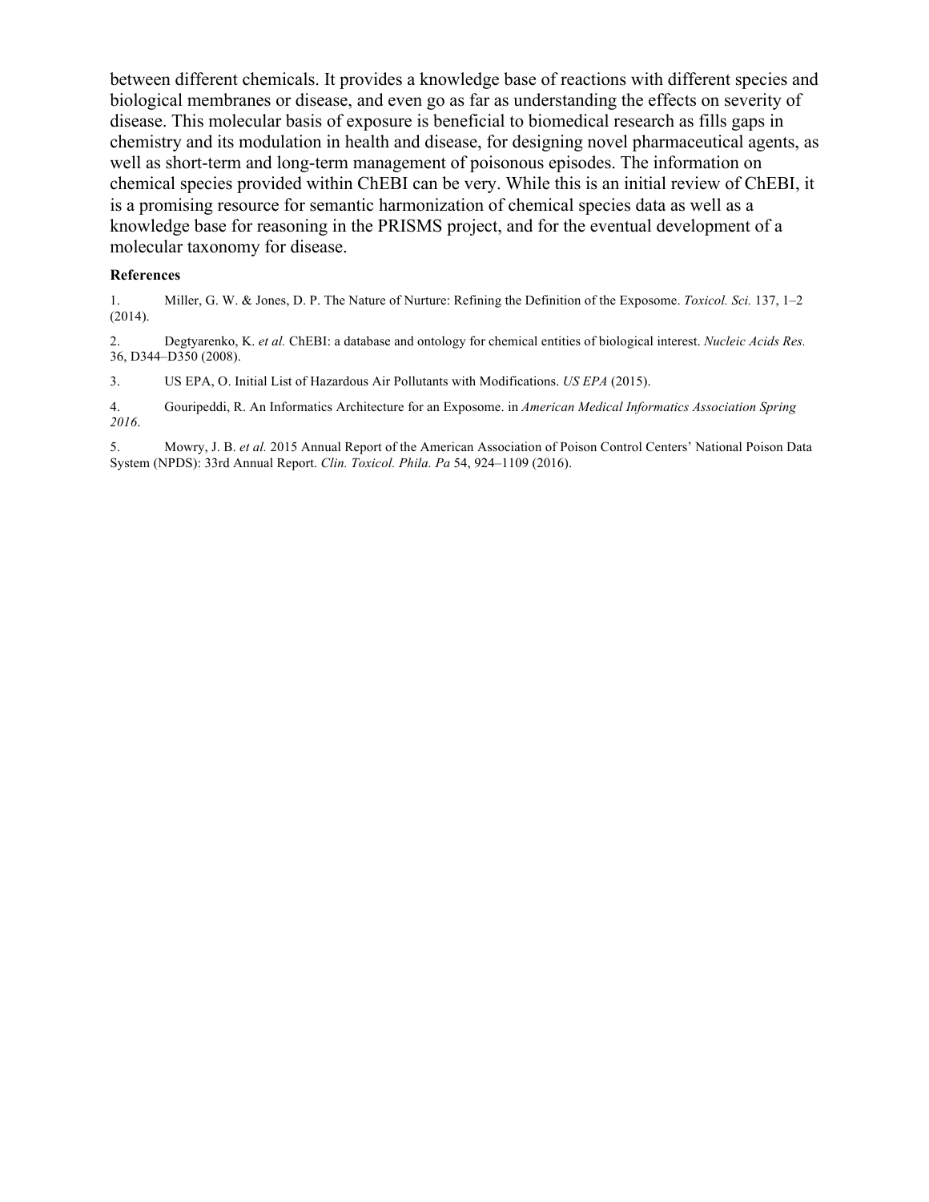between different chemicals. It provides a knowledge base of reactions with different species and biological membranes or disease, and even go as far as understanding the effects on severity of disease. This molecular basis of exposure is beneficial to biomedical research as fills gaps in chemistry and its modulation in health and disease, for designing novel pharmaceutical agents, as well as short-term and long-term management of poisonous episodes. The information on chemical species provided within ChEBI can be very. While this is an initial review of ChEBI, it is a promising resource for semantic harmonization of chemical species data as well as a knowledge base for reasoning in the PRISMS project, and for the eventual development of a molecular taxonomy for disease.

**References**

1. Miller, G. W. & Jones, D. P. The Nature of Nurture: Refining the Definition of the Exposome. *Toxicol. Sci.* 137, 1–2 (2014).

2. Degtyarenko, K. *et al.* ChEBI: a database and ontology for chemical entities of biological interest. *Nucleic Acids Res.* 36, D344–D350 (2008).

3. US EPA, O. Initial List of Hazardous Air Pollutants with Modifications. *US EPA* (2015).

4. Gouripeddi, R. An Informatics Architecture for an Exposome. in *American Medical Informatics Association Spring 2016*.

5. Mowry, J. B. *et al.* 2015 Annual Report of the American Association of Poison Control Centers' National Poison Data System (NPDS): 33rd Annual Report. *Clin. Toxicol. Phila. Pa* 54, 924–1109 (2016).